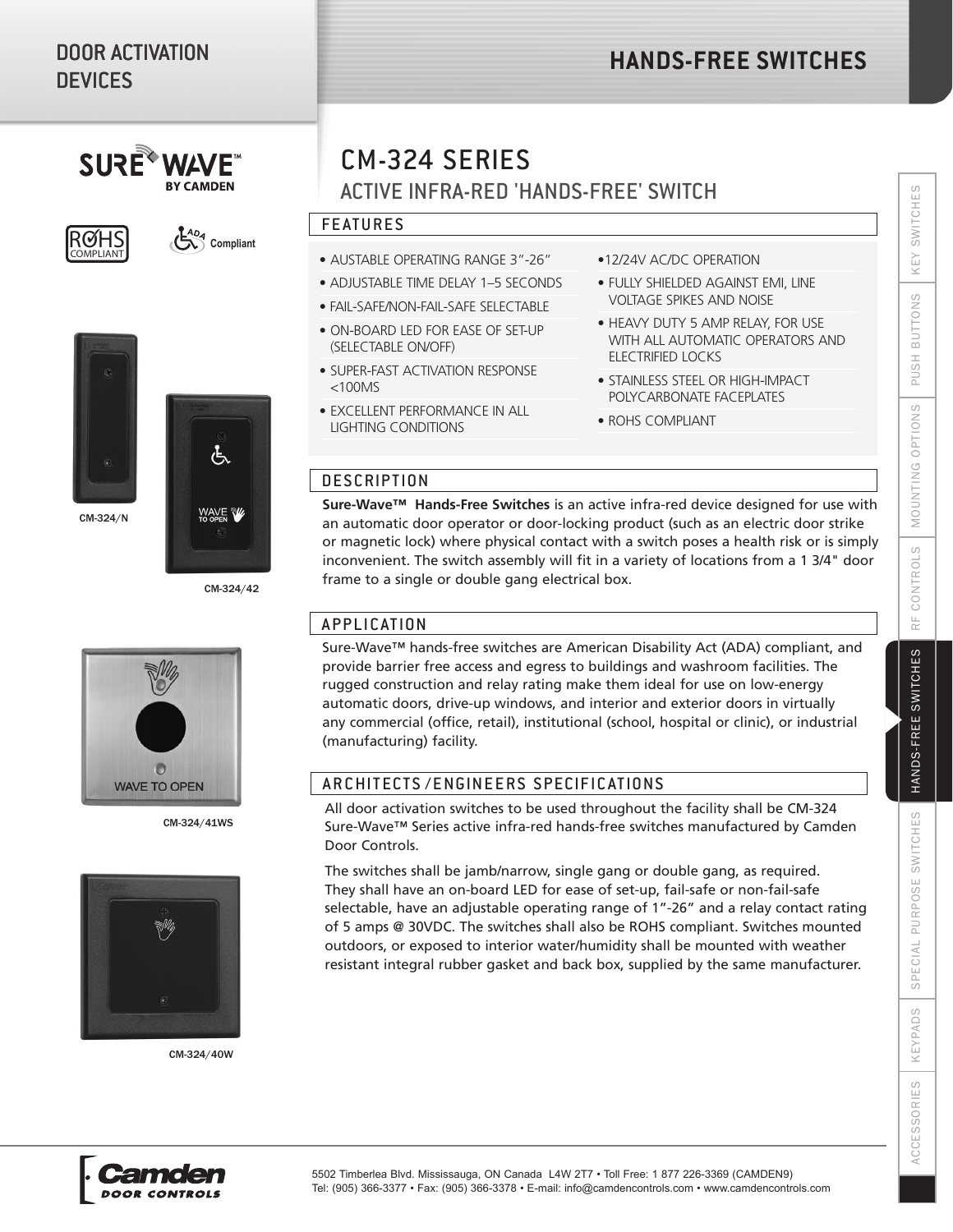# DOOR ACTIVATION DEVICES

## HANDS-FREE SWITCHES

SURE WAVE™ BY CAMDEN

ROHS COMPLIANT

ADA Compliant

CM-324/N

CM-324/42

CM-324/41WS

CM-324/40W

# CM-324 SERIES

## ACTIVE INFRA-RED 'HANDS-FREE' SWITCH

### FEATURES

- AUSTABLE OPERATING RANGE 3”-26”
- ADJUSTABLE TIME DELAY 1–5 SECONDS
- FAIL-SAFE/NON-FAIL-SAFE SELECTABLE
- ON-BOARD LED FOR EASE OF SET-UP (SELECTABLE ON/OFF)
- SUPER-FAST ACTIVATION RESPONSE <100MS
- EXCELLENT PERFORMANCE IN ALL LIGHTING CONDITIONS
- 12/24V AC/DC OPERATION
- FULLY SHIELDED AGAINST EMI, LINE VOLTAGE SPIKES AND NOISE
- HEAVY DUTY 5 AMP RELAY, FOR USE WITH ALL AUTOMATIC OPERATORS AND ELECTRIFIED LOCKS
- STAINLESS STEEL OR HIGH-IMPACT POLYCARBONATE FACEPLATES
- ROHS COMPLIANT

### DESCRIPTION

**Sure-Wave™ Hands-Free Switches** is an active infra-red device designed for use with an automatic door operator or door-locking product (such as an electric door strike or magnetic lock) where physical contact with a switch poses a health risk or is simply inconvenient. The switch assembly will fit in a variety of locations from a 1 3/4" door frame to a single or double gang electrical box.

### APPLICATION

Sure-Wave™ hands-free switches are American Disability Act (ADA) compliant, and provide barrier free access and egress to buildings and washroom facilities. The rugged construction and relay rating make them ideal for use on low-energy automatic doors, drive-up windows, and interior and exterior doors in virtually any commercial (office, retail), institutional (school, hospital or clinic), or industrial (manufacturing) facility.

### ARCHITECTS/ENGINEERS SPECIFICATIONS

All door activation switches to be used throughout the facility shall be CM-324 Sure-Wave™ Series active infra-red hands-free switches manufactured by Camden Door Controls.

The switches shall be jamb/narrow, single gang or double gang, as required. They shall have an on-board LED for ease of set-up, fail-safe or non-fail-safe selectable, have an adjustable operating range of 1”-26” and a relay contact rating of 5 amps @ 30VDC. The switches shall also be ROHS compliant. Switches mounted outdoors, or exposed to interior water/humidity shall be mounted with weather resistant integral rubber gasket and back box, supplied by the same manufacturer.

KEY SWITCHES | PUSH BUTTONS | MOUNTING OPTIONS | RF CONTROLS | HANDS-FREE SWITCHES | SPECIAL PURPOSE SWITCHES | KEYPADS | ACCESSORIES

Camden DOOR CONTROLS

5502 Timberlea Blvd. Mississauga, ON Canada L4W 2T7 • Toll Free: 1 877 226-3369 (CAMDEN9)
Tel: (905) 366-3377 • Fax: (905) 366-3378 • E-mail: info@camdencontrols.com • www.camdencontrols.com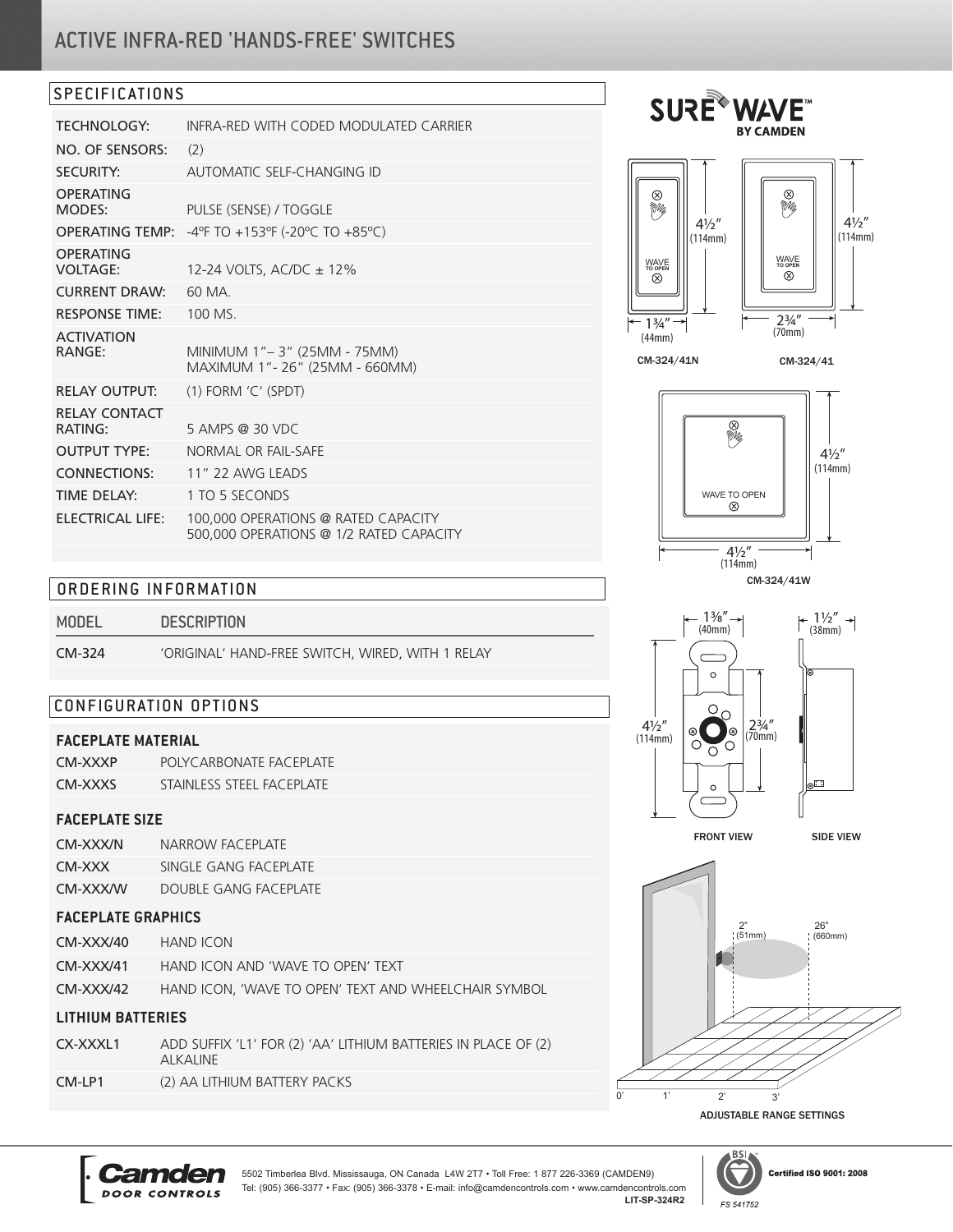# ACTIVE INFRA-RED 'HANDS-FREE' SWITCHES

## SPECIFICATIONS

| | |
|---|---|
| TECHNOLOGY: | INFRA-RED WITH CODED MODULATED CARRIER |
| NO. OF SENSORS: | (2) |
| SECURITY: | AUTOMATIC SELF-CHANGING ID |
| OPERATING MODES: | PULSE (SENSE) / TOGGLE |
| OPERATING TEMP: | -4ºF TO +153ºF (-20ºC TO +85ºC) |
| OPERATING VOLTAGE: | 12-24 VOLTS, AC/DC ± 12% |
| CURRENT DRAW: | 60 MA. |
| RESPONSE TIME: | 100 MS. |
| ACTIVATION RANGE: | MINIMUM 1"– 3" (25MM - 75MM) MAXIMUM 1"- 26" (25MM - 660MM) |
| RELAY OUTPUT: | (1) FORM 'C' (SPDT) |
| RELAY CONTACT RATING: | 5 AMPS @ 30 VDC |
| OUTPUT TYPE: | NORMAL OR FAIL-SAFE |
| CONNECTIONS: | 11" 22 AWG LEADS |
| TIME DELAY: | 1 TO 5 SECONDS |
| ELECTRICAL LIFE: | 100,000 OPERATIONS @ RATED CAPACITY 500,000 OPERATIONS @ 1/2 RATED CAPACITY |

SURE WAVE™ BY CAMDEN

WAVE TO OPEN

4½" (114mm)

1¾" (44mm)

CM-324/41N

WAVE TO OPEN

4½" (114mm)

2¾" (70mm)

CM-324/41

WAVE TO OPEN

4½" (114mm)

4½" (114mm)

CM-324/41W

## ORDERING INFORMATION

| MODEL | DESCRIPTION |
|---|---|
| CM-324 | 'ORIGINAL' HAND-FREE SWITCH, WIRED, WITH 1 RELAY |

## CONFIGURATION OPTIONS

### FACEPLATE MATERIAL

| | |
|---|---|
| CM-XXXP | POLYCARBONATE FACEPLATE |
| CM-XXXS | STAINLESS STEEL FACEPLATE |

### FACEPLATE SIZE

| | |
|---|---|
| CM-XXX/N | NARROW FACEPLATE |
| CM-XXX | SINGLE GANG FACEPLATE |
| CM-XXX/W | DOUBLE GANG FACEPLATE |

### FACEPLATE GRAPHICS

| | |
|---|---|
| CM-XXX/40 | HAND ICON |
| CM-XXX/41 | HAND ICON AND 'WAVE TO OPEN' TEXT |
| CM-XXX/42 | HAND ICON, 'WAVE TO OPEN' TEXT AND WHEELCHAIR SYMBOL |

### LITHIUM BATTERIES

| | |
|---|---|
| CX-XXXL1 | ADD SUFFIX 'L1' FOR (2) 'AA' LITHIUM BATTERIES IN PLACE OF (2) ALKALINE |
| CM-LP1 | (2) AA LITHIUM BATTERY PACKS |

1⅜" (40mm)

1½" (38mm)

4½" (114mm)

2¾" (70mm)

FRONT VIEW

SIDE VIEW

2" (51mm)

26" (660mm)

0' 1' 2' 3'

ADJUSTABLE RANGE SETTINGS

Camden DOOR CONTROLS

5502 Timberlea Blvd. Mississauga, ON Canada L4W 2T7 • Toll Free: 1 877 226-3369 (CAMDEN9)
Tel: (905) 366-3377 • Fax: (905) 366-3378 • E-mail: info@camdencontrols.com • www.camdencontrols.com
LIT-SP-324R2

Certified ISO 9001: 2008
FS 541752